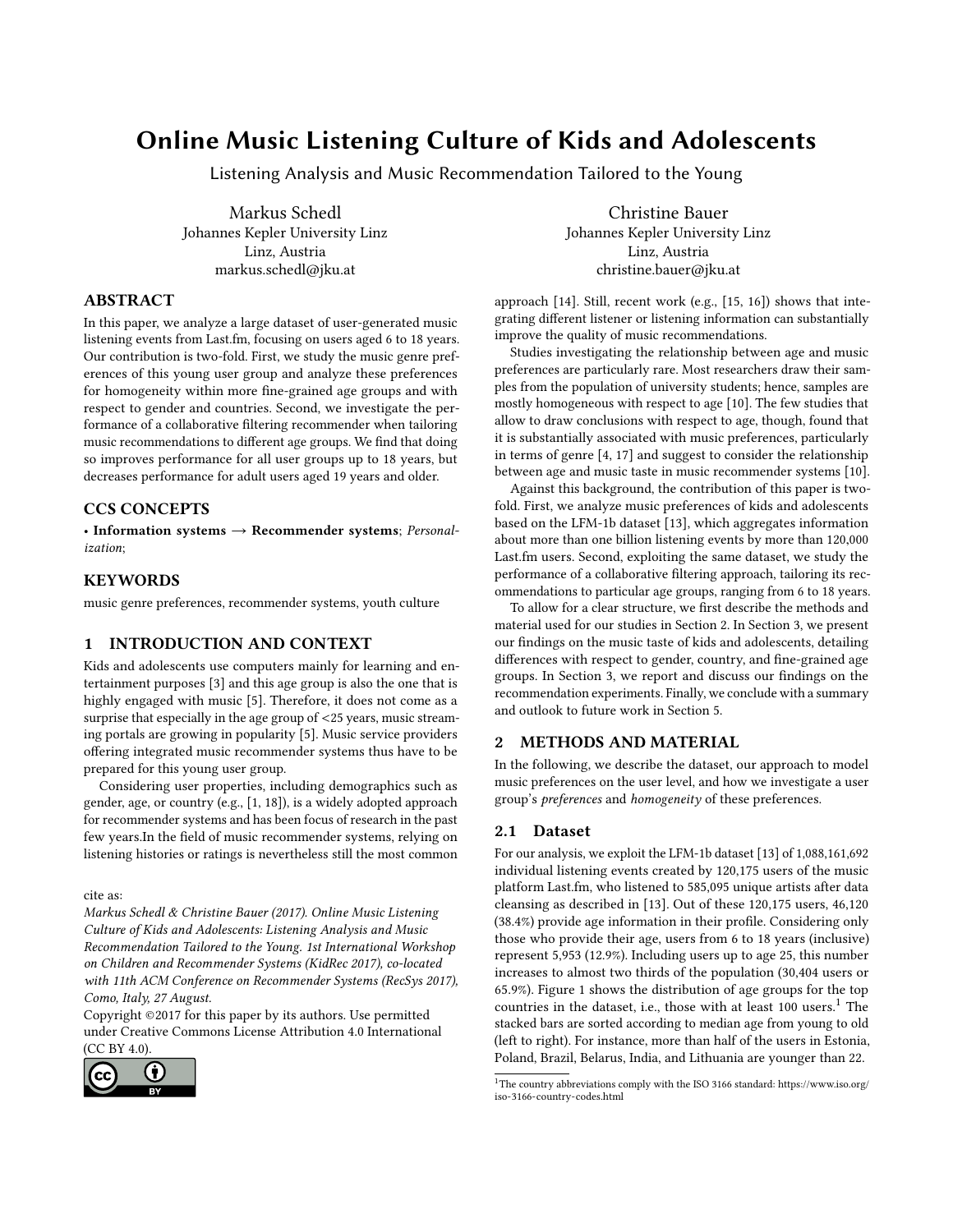# Online Music Listening Culture of Kids and Adolescents

Listening Analysis and Music Recommendation Tailored to the Young

Markus Schedl
Johannes Kepler University Linz
Linz, Austria
markus.schedl@jku.at

Christine Bauer
Johannes Kepler University Linz
Linz, Austria
christine.bauer@jku.at

## ABSTRACT

In this paper, we analyze a large dataset of user-generated music listening events from Last.fm, focusing on users aged 6 to 18 years. Our contribution is two-fold. First, we study the music genre preferences of this young user group and analyze these preferences for homogeneity within more fine-grained age groups and with respect to gender and countries. Second, we investigate the performance of a collaborative filtering recommender when tailoring music recommendations to different age groups. We find that doing so improves performance for all user groups up to 18 years, but decreases performance for adult users aged 19 years and older.

## CCS CONCEPTS

• **Information systems** → **Recommender systems**; *Personalization*;

## KEYWORDS

music genre preferences, recommender systems, youth culture

## 1 INTRODUCTION AND CONTEXT

Kids and adolescents use computers mainly for learning and entertainment purposes [3] and this age group is also the one that is highly engaged with music [5]. Therefore, it does not come as a surprise that especially in the age group of <25 years, music streaming portals are growing in popularity [5]. Music service providers offering integrated music recommender systems thus have to be prepared for this young user group.

Considering user properties, including demographics such as gender, age, or country (e.g., [1, 18]), is a widely adopted approach for recommender systems and has been focus of research in the past few years.In the field of music recommender systems, relying on listening histories or ratings is nevertheless still the most common approach [14]. Still, recent work (e.g., [15, 16]) shows that integrating different listener or listening information can substantially improve the quality of music recommendations.

Studies investigating the relationship between age and music preferences are particularly rare. Most researchers draw their samples from the population of university students; hence, samples are mostly homogeneous with respect to age [10]. The few studies that allow to draw conclusions with respect to age, though, found that it is substantially associated with music preferences, particularly in terms of genre [4, 17] and suggest to consider the relationship between age and music taste in music recommender systems [10].

Against this background, the contribution of this paper is two-fold. First, we analyze music preferences of kids and adolescents based on the LFM-1b dataset [13], which aggregates information about more than one billion listening events by more than 120,000 Last.fm users. Second, exploiting the same dataset, we study the performance of a collaborative filtering approach, tailoring its recommendations to particular age groups, ranging from 6 to 18 years.

To allow for a clear structure, we first describe the methods and material used for our studies in Section 2. In Section 3, we present our findings on the music taste of kids and adolescents, detailing differences with respect to gender, country, and fine-grained age groups. In Section 3, we report and discuss our findings on the recommendation experiments. Finally, we conclude with a summary and outlook to future work in Section 5.

cite as:
*Markus Schedl & Christine Bauer (2017). Online Music Listening Culture of Kids and Adolescents: Listening Analysis and Music Recommendation Tailored to the Young. 1st International Workshop on Children and Recommender Systems (KidRec 2017), co-located with 11th ACM Conference on Recommender Systems (RecSys 2017), Como, Italy, 27 August.*
Copyright ©2017 for this paper by its authors. Use permitted under Creative Commons License Attribution 4.0 International (CC BY 4.0).

## 2 METHODS AND MATERIAL

In the following, we describe the dataset, our approach to model music preferences on the user level, and how we investigate a user group's *preferences* and *homogeneity* of these preferences.

### 2.1 Dataset

For our analysis, we exploit the LFM-1b dataset [13] of 1,088,161,692 individual listening events created by 120,175 users of the music platform Last.fm, who listened to 585,095 unique artists after data cleansing as described in [13]. Out of these 120,175 users, 46,120 (38.4%) provide age information in their profile. Considering only those who provide their age, users from 6 to 18 years (inclusive) represent 5,953 (12.9%). Including users up to age 25, this number increases to almost two thirds of the population (30,404 users or 65.9%). Figure 1 shows the distribution of age groups for the top countries in the dataset, i.e., those with at least 100 users.[1] The stacked bars are sorted according to median age from young to old (left to right). For instance, more than half of the users in Estonia, Poland, Brazil, Belarus, India, and Lithuania are younger than 22.

[1] The country abbreviations comply with the ISO 3166 standard: https://www.iso.org/iso-3166-country-codes.html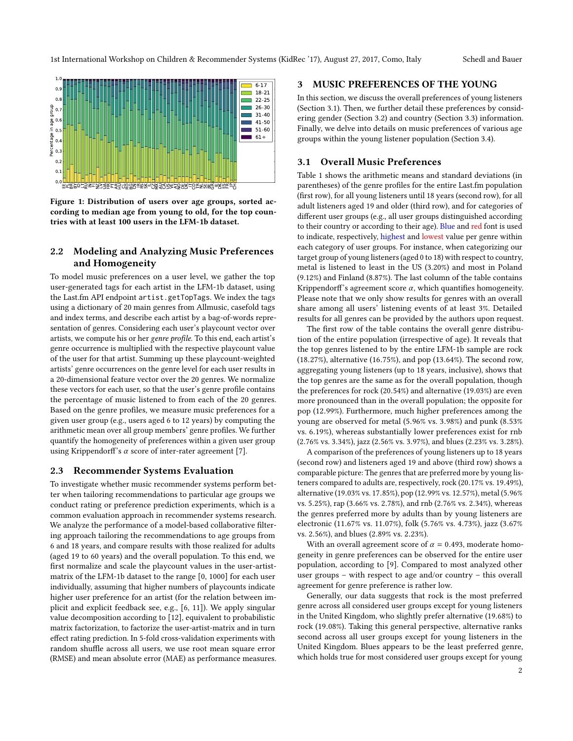Figure 1: Distribution of users over age groups, sorted according to median age from young to old, for the top countries with at least 100 users in the LFM-1b dataset.

## 2.2 Modeling and Analyzing Music Preferences and Homogeneity

To model music preferences on a user level, we gather the top user-generated tags for each artist in the LFM-1b dataset, using the Last.fm API endpoint `artist.getTopTags`. We index the tags using a dictionary of 20 main genres from Allmusic, casefold tags and index terms, and describe each artist by a bag-of-words representation of genres. Considering each user's playcount vector over artists, we compute his or her *genre profile*. To this end, each artist's genre occurrence is multiplied with the respective playcount value of the user for that artist. Summing up these playcount-weighted artists' genre occurrences on the genre level for each user results in a 20-dimensional feature vector over the 20 genres. We normalize these vectors for each user, so that the user's genre profile contains the percentage of music listened to from each of the 20 genres. Based on the genre profiles, we measure music preferences for a given user group (e.g., users aged 6 to 12 years) by computing the arithmetic mean over all group members' genre profiles. We further quantify the homogeneity of preferences within a given user group using Krippendorff's $\alpha$ score of inter-rater agreement [7].

## 2.3 Recommender Systems Evaluation

To investigate whether music recommender systems perform better when tailoring recommendations to particular age groups we conduct rating or preference prediction experiments, which is a common evaluation approach in recommender systems research. We analyze the performance of a model-based collaborative filtering approach tailoring the recommendations to age groups from 6 and 18 years, and compare results with those realized for adults (aged 19 to 60 years) and the overall population. To this end, we first normalize and scale the playcount values in the user-artist-matrix of the LFM-1b dataset to the range [0, 1000] for each user individually, assuming that higher numbers of playcounts indicate higher user preference for an artist (for the relation between implicit and explicit feedback see, e.g., [6, 11]). We apply singular value decomposition according to [12], equivalent to probabilistic matrix factorization, to factorize the user-artist-matrix and in turn effect rating prediction. In 5-fold cross-validation experiments with random shuffle across all users, we use root mean square error (RMSE) and mean absolute error (MAE) as performance measures.

# 3 MUSIC PREFERENCES OF THE YOUNG

In this section, we discuss the overall preferences of young listeners (Section 3.1). Then, we further detail these preferences by considering gender (Section 3.2) and country (Section 3.3) information. Finally, we delve into details on music preferences of various age groups within the young listener population (Section 3.4).

## 3.1 Overall Music Preferences

Table 1 shows the arithmetic means and standard deviations (in parentheses) of the genre profiles for the entire Last.fm population (first row), for all young listeners until 18 years (second row), for all adult listeners aged 19 and older (third row), and for categories of different user groups (e.g., all user groups distinguished according to their country or according to their age). Blue and red font is used to indicate, respectively, highest and lowest value per genre within each category of user groups. For instance, when categorizing our target group of young listeners (aged 0 to 18) with respect to country, metal is listened to least in the US (3.20%) and most in Poland (9.12%) and Finland (8.87%). The last column of the table contains Krippendorff's agreement score $\alpha$, which quantifies homogeneity. Please note that we only show results for genres with an overall share among all users' listening events of at least 3%. Detailed results for all genres can be provided by the authors upon request.

The first row of the table contains the overall genre distribution of the entire population (irrespective of age). It reveals that the top genres listened to by the entire LFM-1b sample are rock (18.27%), alternative (16.75%), and pop (13.64%). The second row, aggregating young listeners (up to 18 years, inclusive), shows that the top genres are the same as for the overall population, though the preferences for rock (20.54%) and alternative (19.03%) are even more pronounced than in the overall population; the opposite for pop (12.99%). Furthermore, much higher preferences among the young are observed for metal (5.96% vs. 3.98%) and punk (8.53% vs. 6.19%), whereas substantially lower preferences exist for rnb (2.76% vs. 3.34%), jazz (2.56% vs. 3.97%), and blues (2.23% vs. 3.28%).

A comparison of the preferences of young listeners up to 18 years (second row) and listeners aged 19 and above (third row) shows a comparable picture: The genres that are preferred more by young listeners compared to adults are, respectively, rock (20.17% vs. 19.49%), alternative (19.03% vs. 17.85%), pop (12.99% vs. 12.57%), metal (5.96% vs. 5.25%), rap (3.66% vs. 2.78%), and rnb (2.76% vs. 2.34%), whereas the genres preferred more by adults than by young listeners are electronic (11.67% vs. 11.07%), folk (5.76% vs. 4.73%), jazz (3.67% vs. 2.56%), and blues (2.89% vs. 2.23%).

With an overall agreement score of $\alpha = 0.493$, moderate homogeneity in genre preferences can be observed for the entire user population, according to [9]. Compared to most analyzed other user groups – with respect to age and/or country – this overall agreement for genre preference is rather low.

Generally, our data suggests that rock is the most preferred genre across all considered user groups except for young listeners in the United Kingdom, who slightly prefer alternative (19.68%) to rock (19.08%). Taking this general perspective, alternative ranks second across all user groups except for young listeners in the United Kingdom. Blues appears to be the least preferred genre, which holds true for most considered user groups except for young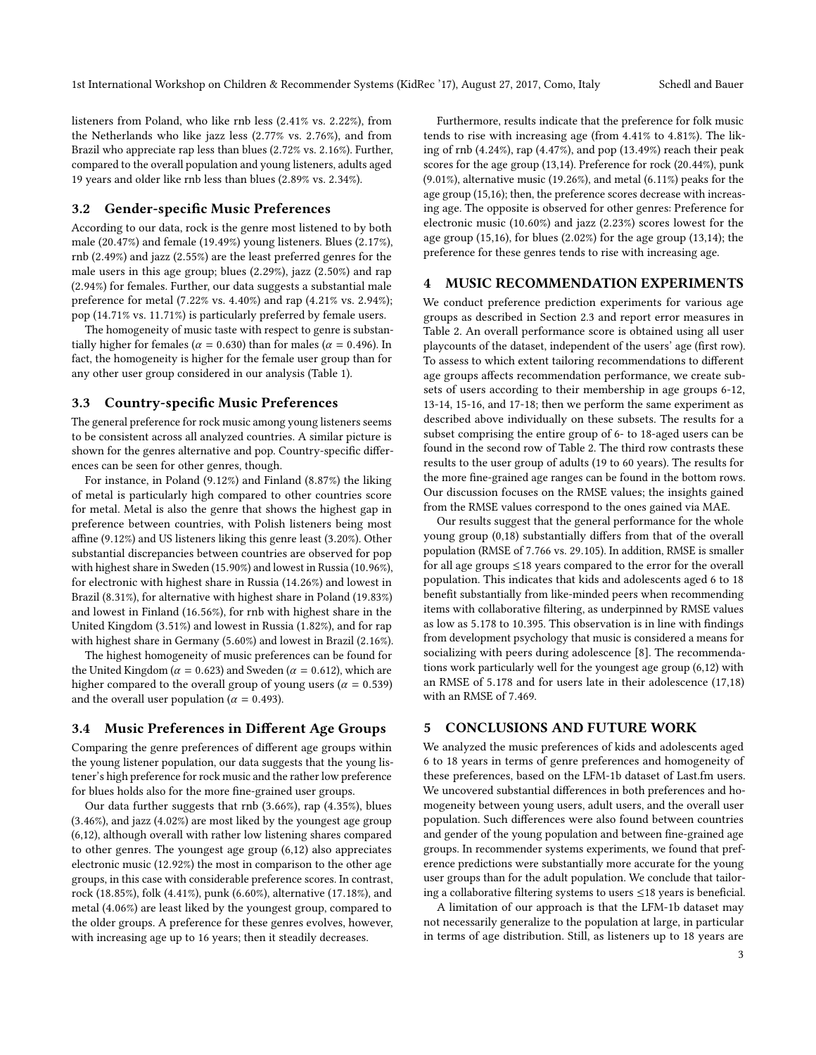listeners from Poland, who like rnb less (2.41% vs. 2.22%), from the Netherlands who like jazz less (2.77% vs. 2.76%), and from Brazil who appreciate rap less than blues (2.72% vs. 2.16%). Further, compared to the overall population and young listeners, adults aged 19 years and older like rnb less than blues (2.89% vs. 2.34%).

## 3.2 Gender-specific Music Preferences

According to our data, rock is the genre most listened to by both male (20.47%) and female (19.49%) young listeners. Blues (2.17%), rnb (2.49%) and jazz (2.55%) are the least preferred genres for the male users in this age group; blues (2.29%), jazz (2.50%) and rap (2.94%) for females. Further, our data suggests a substantial male preference for metal (7.22% vs. 4.40%) and rap (4.21% vs. 2.94%); pop (14.71% vs. 11.71%) is particularly preferred by female users.

The homogeneity of music taste with respect to genre is substantially higher for females ($\alpha = 0.630$) than for males ($\alpha = 0.496$). In fact, the homogeneity is higher for the female user group than for any other user group considered in our analysis (Table 1).

## 3.3 Country-specific Music Preferences

The general preference for rock music among young listeners seems to be consistent across all analyzed countries. A similar picture is shown for the genres alternative and pop. Country-specific differences can be seen for other genres, though.

For instance, in Poland (9.12%) and Finland (8.87%) the liking of metal is particularly high compared to other countries score for metal. Metal is also the genre that shows the highest gap in preference between countries, with Polish listeners being most affine (9.12%) and US listeners liking this genre least (3.20%). Other substantial discrepancies between countries are observed for pop with highest share in Sweden (15.90%) and lowest in Russia (10.96%), for electronic with highest share in Russia (14.26%) and lowest in Brazil (8.31%), for alternative with highest share in Poland (19.83%) and lowest in Finland (16.56%), for rnb with highest share in the United Kingdom (3.51%) and lowest in Russia (1.82%), and for rap with highest share in Germany (5.60%) and lowest in Brazil (2.16%).

The highest homogeneity of music preferences can be found for the United Kingdom ($\alpha = 0.623$) and Sweden ($\alpha = 0.612$), which are higher compared to the overall group of young users ($\alpha = 0.539$) and the overall user population ($\alpha = 0.493$).

## 3.4 Music Preferences in Different Age Groups

Comparing the genre preferences of different age groups within the young listener population, our data suggests that the young listener's high preference for rock music and the rather low preference for blues holds also for the more fine-grained user groups.

Our data further suggests that rnb (3.66%), rap (4.35%), blues (3.46%), and jazz (4.02%) are most liked by the youngest age group (6,12), although overall with rather low listening shares compared to other genres. The youngest age group (6,12) also appreciates electronic music (12.92%) the most in comparison to the other age groups, in this case with considerable preference scores. In contrast, rock (18.85%), folk (4.41%), punk (6.60%), alternative (17.18%), and metal (4.06%) are least liked by the youngest group, compared to the older groups. A preference for these genres evolves, however, with increasing age up to 16 years; then it steadily decreases.

Furthermore, results indicate that the preference for folk music tends to rise with increasing age (from 4.41% to 4.81%). The liking of rnb (4.24%), rap (4.47%), and pop (13.49%) reach their peak scores for the age group (13,14). Preference for rock (20.44%), punk (9.01%), alternative music (19.26%), and metal (6.11%) peaks for the age group (15,16); then, the preference scores decrease with increasing age. The opposite is observed for other genres: Preference for electronic music (10.60%) and jazz (2.23%) scores lowest for the age group (15,16), for blues (2.02%) for the age group (13,14); the preference for these genres tends to rise with increasing age.

# 4 MUSIC RECOMMENDATION EXPERIMENTS

We conduct preference prediction experiments for various age groups as described in Section 2.3 and report error measures in Table 2. An overall performance score is obtained using all user playcounts of the dataset, independent of the users' age (first row). To assess to which extent tailoring recommendations to different age groups affects recommendation performance, we create subsets of users according to their membership in age groups 6-12, 13-14, 15-16, and 17-18; then we perform the same experiment as described above individually on these subsets. The results for a subset comprising the entire group of 6- to 18-aged users can be found in the second row of Table 2. The third row contrasts these results to the user group of adults (19 to 60 years). The results for the more fine-grained age ranges can be found in the bottom rows. Our discussion focuses on the RMSE values; the insights gained from the RMSE values correspond to the ones gained via MAE.

Our results suggest that the general performance for the whole young group (0,18) substantially differs from that of the overall population (RMSE of 7.766 vs. 29.105). In addition, RMSE is smaller for all age groups ≤18 years compared to the error for the overall population. This indicates that kids and adolescents aged 6 to 18 benefit substantially from like-minded peers when recommending items with collaborative filtering, as underpinned by RMSE values as low as 5.178 to 10.395. This observation is in line with findings from development psychology that music is considered a means for socializing with peers during adolescence [8]. The recommendations work particularly well for the youngest age group (6,12) with an RMSE of 5.178 and for users late in their adolescence (17,18) with an RMSE of 7.469.

# 5 CONCLUSIONS AND FUTURE WORK

We analyzed the music preferences of kids and adolescents aged 6 to 18 years in terms of genre preferences and homogeneity of these preferences, based on the LFM-1b dataset of Last.fm users. We uncovered substantial differences in both preferences and homogeneity between young users, adult users, and the overall user population. Such differences were also found between countries and gender of the young population and between fine-grained age groups. In recommender systems experiments, we found that preference predictions were substantially more accurate for the young user groups than for the adult population. We conclude that tailoring a collaborative filtering systems to users ≤18 years is beneficial.

A limitation of our approach is that the LFM-1b dataset may not necessarily generalize to the population at large, in particular in terms of age distribution. Still, as listeners up to 18 years are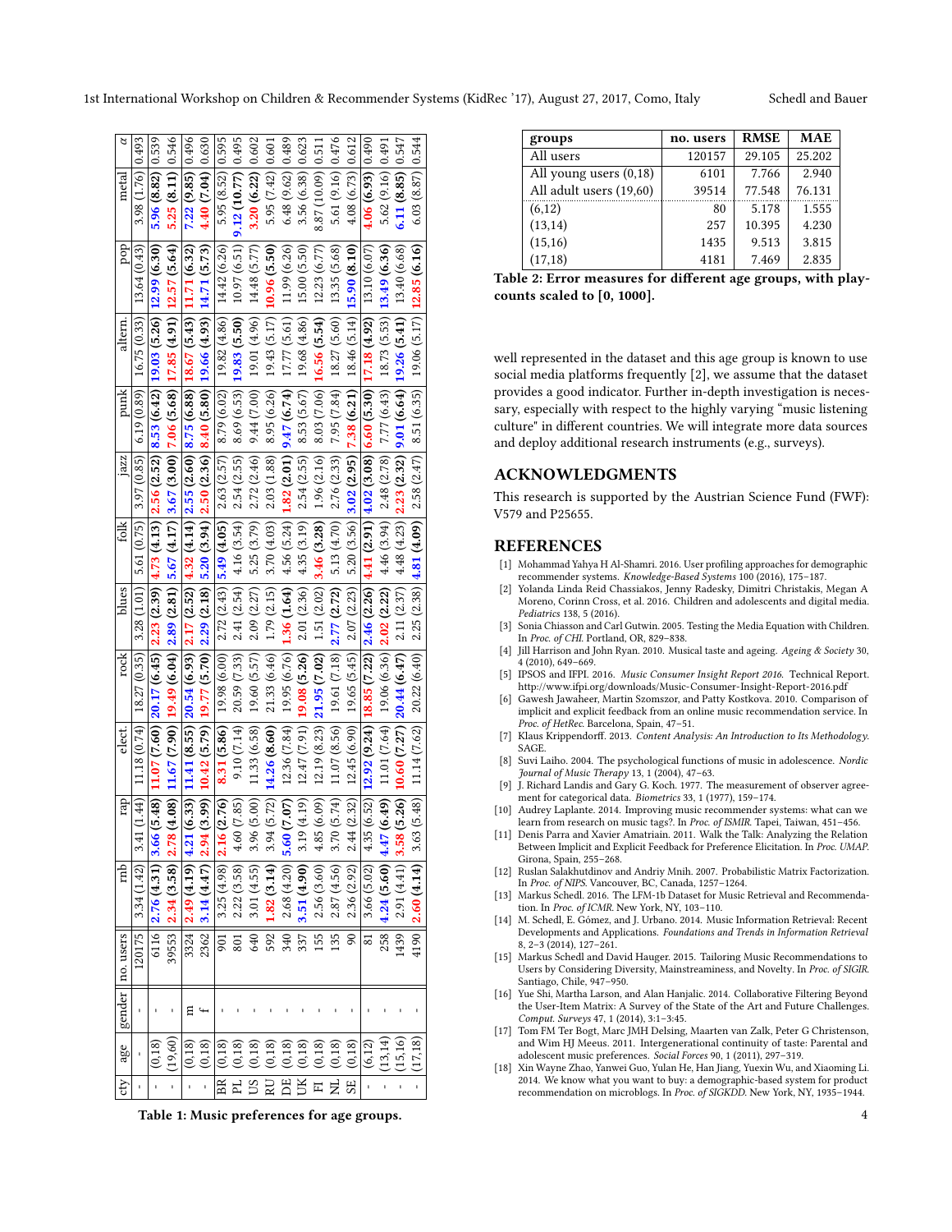| cty | age | gender | no. users | rnb | rap | elect. | rock | blues | folk | jazz | punk | altern. | pop | metal | α |
|---|---|---|---|---|---|---|---|---|---|---|---|---|---|---|---|
| - | - | - | 120175 | 3.34 (1.42) | 3.41 (1.44) | 11.18 (0.74) | 18.27 (0.35) | 3.28 (1.01) | 5.61 (0.75) | 3.97 (0.85) | 6.19 (0.89) | 16.75 (0.33) | 13.64 (0.43) | 3.98 (1.76) | 0.493 |
| - | (0,18) | - | 6116 | **2.76 (4.31)** | **3.66 (5.48)** | **11.07 (7.60)** | **20.17 (6.45)** | **2.23 (2.39)** | **4.73 (4.13)** | **2.56 (2.52)** | **8.53 (6.42)** | **19.03 (5.26)** | **12.99 (6.30)** | **5.96 (8.82)** | 0.539 |
| - | (19,60) | - | 39553 | **2.34 (3.58)** | **2.78 (4.08)** | **11.67 (7.90)** | **19.49 (6.04)** | **2.89 (2.81)** | **5.67 (4.17)** | **3.67 (3.00)** | **7.06 (5.68)** | **17.85 (4.91)** | **12.57 (5.64)** | **5.25 (8.11)** | 0.546 |
| - | (0,18) | m | 3324 | **2.49 (4.19)** | **4.21 (6.33)** | **11.41 (8.55)** | **20.54 (6.93)** | **2.17 (2.52)** | **4.32 (4.14)** | **2.55 (2.60)** | **8.75 (6.88)** | **18.67 (5.43)** | **11.71 (6.32)** | **7.22 (9.85)** | 0.496 |
| - | (0,18) | f | 2362 | **3.14 (4.47)** | **2.94 (3.99)** | **10.42 (5.79)** | **19.77 (5.70)** | **2.29 (2.18)** | **5.20 (3.94)** | **2.50 (2.36)** | **8.40 (5.80)** | **19.66 (4.93)** | **14.71 (5.73)** | **4.40 (7.04)** | 0.630 |
| BR | (0,18) | - | 901 | 3.25 (4.98) | **2.16 (2.76)** | **8.31 (5.86)** | 19.98 (6.00) | 2.72 (2.43) | **5.49 (4.05)** | 2.63 (2.57) | 8.79 (6.02) | 19.82 (4.86) | 14.42 (6.26) | 5.95 (8.52) | 0.595 |
| PL | (0,18) | - | 801 | 2.22 (3.58) | 4.60 (7.85) | 9.10 (7.14) | 20.59 (7.33) | 2.41 (2.54) | 4.16 (3.54) | 2.54 (2.55) | 8.69 (6.53) | **19.83 (5.50)** | 10.97 (6.51) | **9.12 (10.77)** | 0.495 |
| US | (0,18) | - | 640 | 3.01 (4.55) | 3.96 (5.00) | 11.33 (6.58) | 19.60 (5.57) | 2.09 (2.27) | 5.25 (3.79) | 2.72 (2.46) | 9.44 (7.00) | 19.01 (4.96) | 14.48 (5.77) | **3.20 (6.22)** | 0.602 |
| RU | (0,18) | - | 592 | **1.82 (3.14)** | 3.94 (5.72) | **14.26 (8.60)** | 21.33 (6.46) | 1.79 (2.15) | 3.70 (4.03) | 2.03 (1.88) | 8.95 (6.26) | 19.43 (5.17) | **10.96 (5.50)** | 5.95 (7.42) | 0.601 |
| DE | (0,18) | - | 340 | 2.68 (4.20) | **5.60 (7.07)** | 12.36 (7.84) | 19.95 (6.76) | **1.36 (1.64)** | 4.56 (5.24) | **1.82 (2.01)** | **9.47 (6.74)** | 17.77 (5.61) | 11.99 (6.26) | 6.48 (9.62) | 0.489 |
| UK | (0,18) | - | 337 | **3.51 (4.90)** | 3.19 (4.19) | 12.47 (7.91) | **19.08 (5.26)** | 2.01 (2.36) | 4.35 (3.19) | 2.54 (2.55) | 8.53 (5.67) | 19.68 (4.86) | 15.00 (5.50) | 3.56 (6.38) | 0.623 |
| FI | (0,18) | - | 155 | 2.56 (3.60) | 4.85 (6.09) | 12.19 (8.23) | **21.95 (7.02)** | 1.51 (2.02) | **3.46 (3.28)** | 1.96 (2.16) | 8.03 (7.06) | **16.56 (5.54)** | 12.23 (6.77) | 8.87 (10.09) | 0.511 |
| NL | (0,18) | - | 135 | 2.87 (4.56) | 3.70 (5.74) | 11.07 (8.56) | 19.61 (7.18) | **2.77 (2.72)** | 5.13 (4.70) | 2.76 (2.33) | 7.95 (7.84) | 18.27 (5.60) | 13.35 (5.68) | 5.61 (9.16) | 0.476 |
| SE | (0,18) | - | 90 | 2.36 (2.92) | 2.44 (2.32) | 12.45 (6.90) | 19.65 (5.45) | 2.07 (2.23) | 5.20 (3.56) | **3.02 (2.95)** | **7.38 (6.21)** | 18.46 (5.14) | **15.90 (8.10)** | 4.08 (6.73) | 0.612 |
| - | (6,12) | - | 81 | 3.66 (5.02) | 4.35 (6.52) | **12.92 (9.24)** | **18.85 (7.22)** | **2.46 (2.26)** | **4.41 (2.91)** | **4.02 (3.08)** | **6.60 (5.30)** | **17.18 (4.92)** | 13.10 (6.07) | **4.06 (6.93)** | 0.490 |
| - | (13,14) | - | 258 | **4.24 (5.60)** | **4.47 (6.49)** | 11.01 (7.64) | 19.06 (6.36) | **2.02 (2.22)** | 4.46 (3.94) | 2.48 (2.78) | 7.77 (6.43) | 18.73 (5.53) | **13.49 (6.36)** | 5.62 (9.16) | 0.491 |
| - | (15,16) | - | 1439 | 2.91 (4.41) | **3.58 (5.26)** | **10.60 (7.27)** | **20.44 (6.47)** | 2.11 (2.37) | 4.48 (4.23) | **2.23 (2.32)** | **9.01 (6.64)** | **19.26 (5.41)** | 13.40 (6.68) | **6.11 (8.85)** | 0.547 |
| - | (17,18) | - | 4190 | **2.60 (4.14)** | 3.63 (5.48) | 11.14 (7.62) | 20.22 (6.40) | 2.25 (2.38) | **4.81 (4.09)** | 2.58 (2.47) | 8.51 (6.35) | 19.06 (5.17) | **12.85 (6.16)** | 6.03 (8.87) | 0.544 |

**Table 1: Music preferences for age groups.**

| groups | no. users | RMSE | MAE |
|---|---|---|---|
| All users | 120157 | 29.105 | 25.202 |
| All young users (0,18) | 6101 | 7.766 | 2.940 |
| All adult users (19,60) | 39514 | 77.548 | 76.131 |
| (6,12) | 80 | 5.178 | 1.555 |
| (13,14) | 257 | 10.395 | 4.230 |
| (15,16) | 1435 | 9.513 | 3.815 |
| (17,18) | 4181 | 7.469 | 2.835 |

**Table 2: Error measures for different age groups, with playcounts scaled to [0, 1000].**

well represented in the dataset and this age group is known to use social media platforms frequently [2], we assume that the dataset provides a good indicator. Further in-depth investigation is necessary, especially with respect to the highly varying "music listening culture" in different countries. We will integrate more data sources and deploy additional research instruments (e.g., surveys).

## ACKNOWLEDGMENTS

This research is supported by the Austrian Science Fund (FWF): V579 and P25655.

## REFERENCES

- [1] Mohammad Yahya H Al-Shamri. 2016. User profiling approaches for demographic recommender systems. *Knowledge-Based Systems* 100 (2016), 175–187.
- [2] Yolanda Linda Reid Chassiakos, Jenny Radesky, Dimitri Christakis, Megan A Moreno, Corinn Cross, et al. 2016. Children and adolescents and digital media. *Pediatrics* 138, 5 (2016).
- [3] Sonia Chiasson and Carl Gutwin. 2005. Testing the Media Equation with Children. In *Proc. of CHI*. Portland, OR, 829–838.
- [4] Jill Harrison and John Ryan. 2010. Musical taste and ageing. *Ageing & Society* 30, 4 (2010), 649–669.
- [5] IPSOS and IFPI. 2016. *Music Consumer Insight Report 2016*. Technical Report. http://www.ifpi.org/downloads/Music-Consumer-Insight-Report-2016.pdf
- [6] Gawesh Jawaheer, Martin Szomszor, and Patty Kostkova. 2010. Comparison of implicit and explicit feedback from an online music recommendation service. In *Proc. of HetRec*. Barcelona, Spain, 47–51.
- [7] Klaus Krippendorff. 2013. *Content Analysis: An Introduction to Its Methodology*. SAGE.
- [8] Suvi Laiho. 2004. The psychological functions of music in adolescence. *Nordic Journal of Music Therapy* 13, 1 (2004), 47–63.
- [9] J. Richard Landis and Gary G. Koch. 1977. The measurement of observer agreement for categorical data. *Biometrics* 33, 1 (1977), 159–174.
- [10] Audrey Laplante. 2014. Improving music recommender systems: what can we learn from research on music tags?. In *Proc. of ISMIR*. Tapei, Taiwan, 451–456.
- [11] Denis Parra and Xavier Amatriain. 2011. Walk the Talk: Analyzing the Relation Between Implicit and Explicit Feedback for Preference Elicitation. In *Proc. UMAP*. Girona, Spain, 255–268.
- [12] Ruslan Salakhutdinov and Andriy Mnih. 2007. Probabilistic Matrix Factorization. In *Proc. of NIPS*. Vancouver, BC, Canada, 1257–1264.
- [13] Markus Schedl. 2016. The LFM-1b Dataset for Music Retrieval and Recommendation. In *Proc. of ICMR*. New York, NY, 103–110.
- [14] M. Schedl, E. Gómez, and J. Urbano. 2014. Music Information Retrieval: Recent Developments and Applications. *Foundations and Trends in Information Retrieval* 8, 2–3 (2014), 127–261.
- [15] Markus Schedl and David Hauger. 2015. Tailoring Music Recommendations to Users by Considering Diversity, Mainstreaminess, and Novelty. In *Proc. of SIGIR*. Santiago, Chile, 947–950.
- [16] Yue Shi, Martha Larson, and Alan Hanjalic. 2014. Collaborative Filtering Beyond the User-Item Matrix: A Survey of the State of the Art and Future Challenges. *Comput. Surveys* 47, 1 (2014), 3:1–3:45.
- [17] Tom FM Ter Bogt, Marc JMH Delsing, Maarten van Zalk, Peter G Christenson, and Wim HJ Meeus. 2011. Intergenerational continuity of taste: Parental and adolescent music preferences. *Social Forces* 90, 1 (2011), 297–319.
- [18] Xin Wayne Zhao, Yanwei Guo, Yulan He, Han Jiang, Yuexin Wu, and Xiaoming Li. 2014. We know what you want to buy: a demographic-based system for product recommendation on microblogs. In *Proc. of SIGKDD*. New York, NY, 1935–1944.